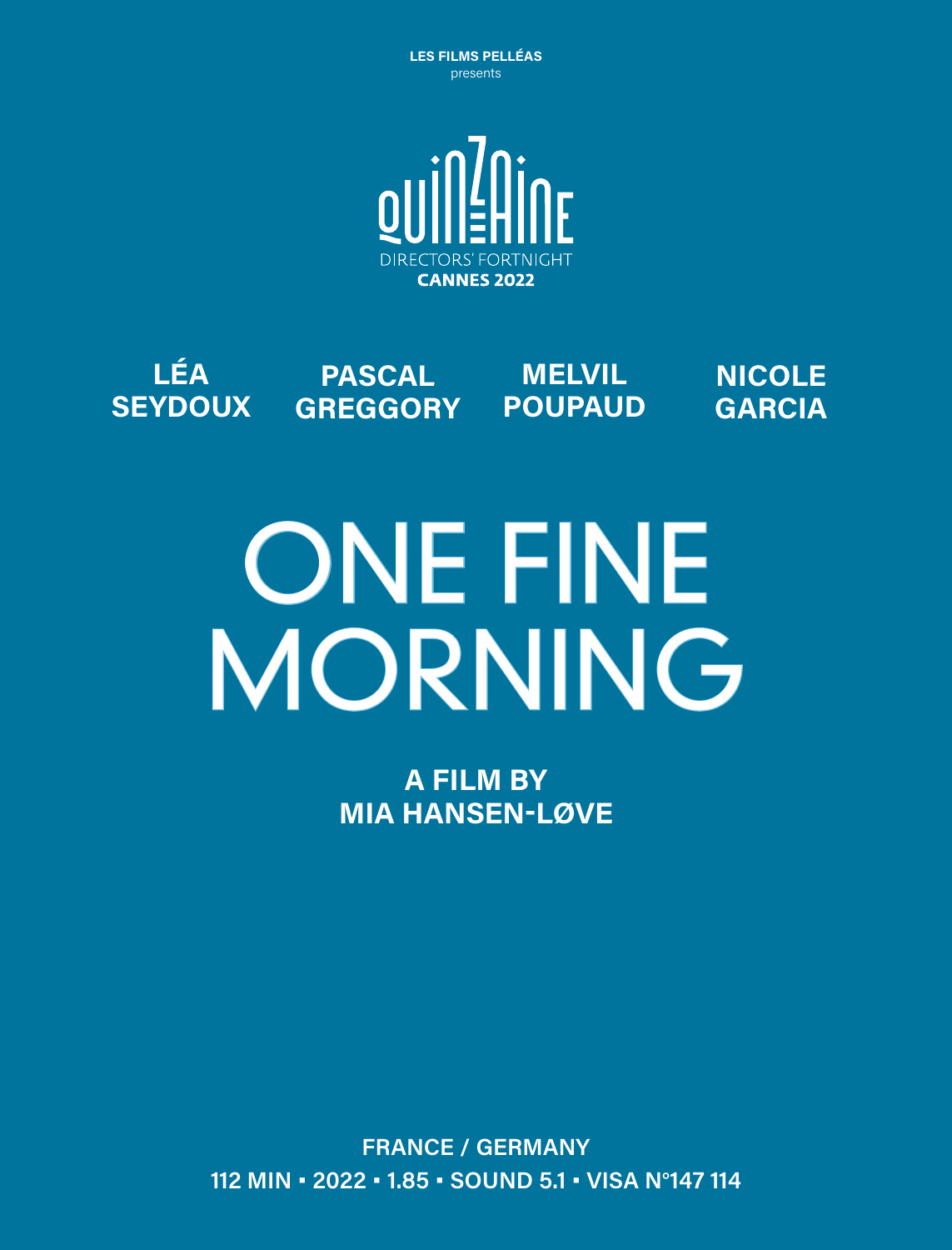**LES FILMS PELLÉAS**
presents

QUINZAINE
DIRECTORS' FORTNIGHT
**CANNES 2022**

**LÉA SEYDOUX** **PASCAL GREGGORY** **MELVIL POUPAUD** **NICOLE GARCIA**

# ONE FINE MORNING

**A FILM BY**
**MIA HANSEN-LØVE**

**FRANCE / GERMANY**
**112 MIN ▪ 2022 ▪ 1.85 ▪ SOUND 5.1 ▪ VISA N°147 114**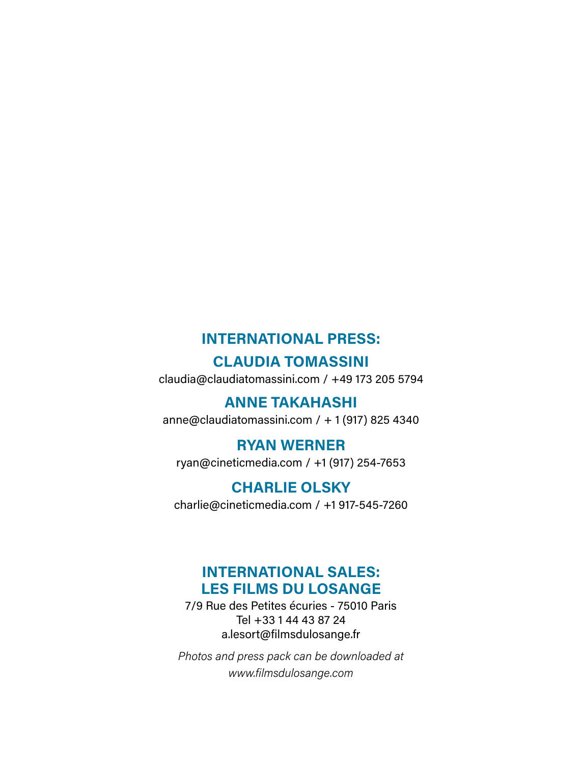## INTERNATIONAL PRESS:

### CLAUDIA TOMASSINI

claudia@claudiatomassini.com / +49 173 205 5794

### ANNE TAKAHASHI

anne@claudiatomassini.com / + 1 (917) 825 4340

### RYAN WERNER

ryan@cineticmedia.com / +1 (917) 254-7653

### CHARLIE OLSKY

charlie@cineticmedia.com / +1 917-545-7260

## INTERNATIONAL SALES: LES FILMS DU LOSANGE

7/9 Rue des Petites écuries - 75010 Paris
Tel +33 1 44 43 87 24
a.lesort@filmsdulosange.fr

*Photos and press pack can be downloaded at www.filmsdulosange.com*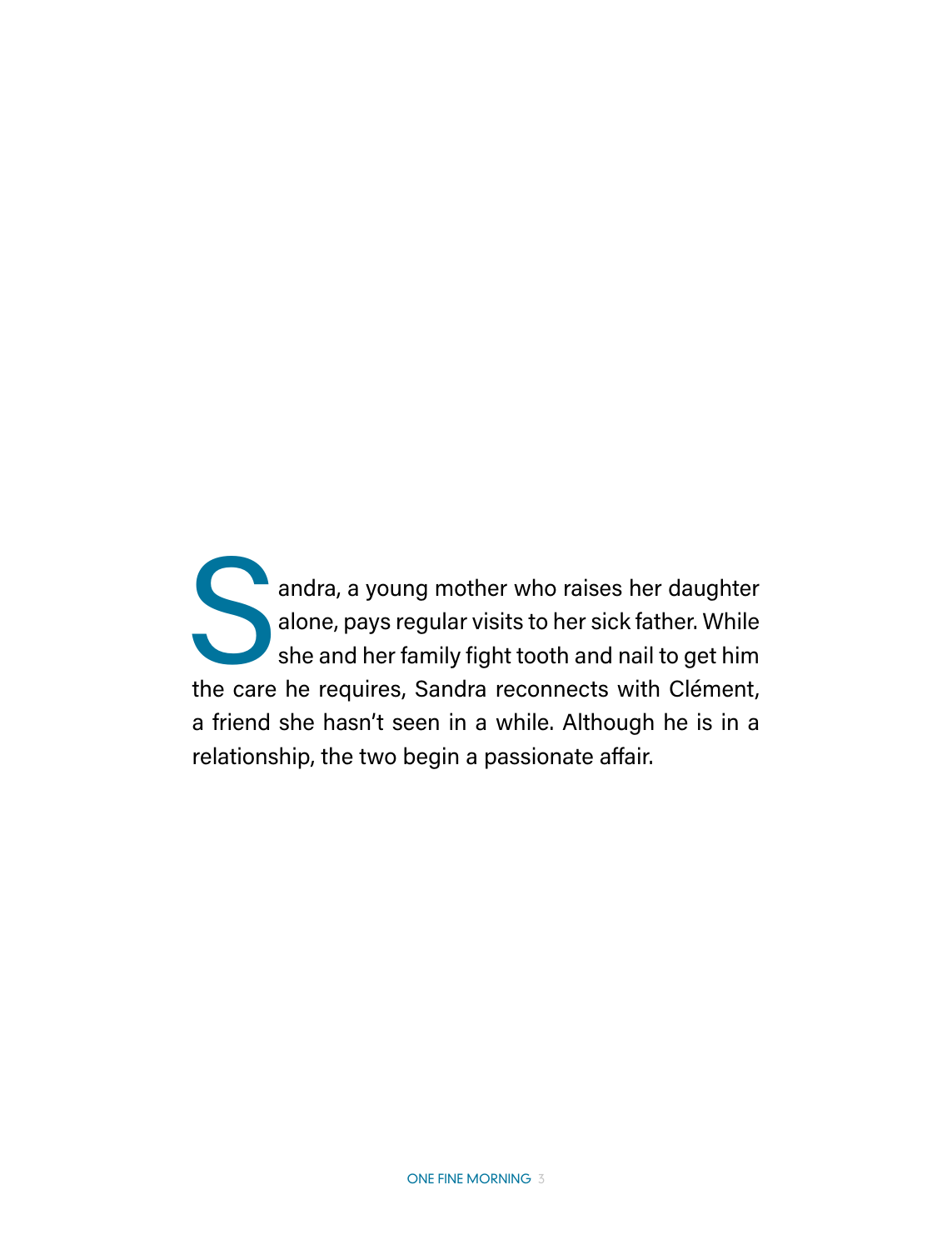Sandra, a young mother who raises her daughter alone, pays regular visits to her sick father. While she and her family fight tooth and nail to get him the care he requires, Sandra reconnects with Clément, a friend she hasn't seen in a while. Although he is in a relationship, the two begin a passionate affair.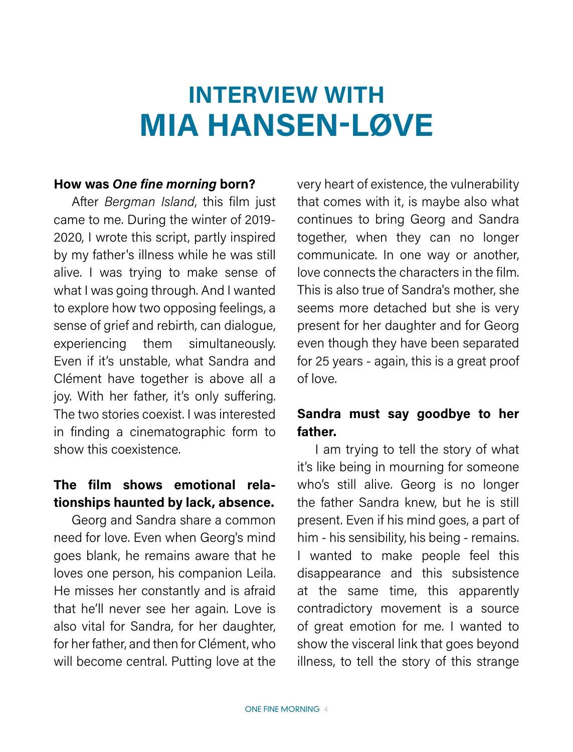# INTERVIEW WITH
# MIA HANSEN-LØVE

**How was *One fine morning* born?**

After *Bergman Island*, this film just came to me. During the winter of 2019-2020, I wrote this script, partly inspired by my father's illness while he was still alive. I was trying to make sense of what I was going through. And I wanted to explore how two opposing feelings, a sense of grief and rebirth, can dialogue, experiencing them simultaneously. Even if it's unstable, what Sandra and Clément have together is above all a joy. With her father, it's only suffering. The two stories coexist. I was interested in finding a cinematographic form to show this coexistence.

**The film shows emotional relationships haunted by lack, absence.**

Georg and Sandra share a common need for love. Even when Georg's mind goes blank, he remains aware that he loves one person, his companion Leila. He misses her constantly and is afraid that he'll never see her again. Love is also vital for Sandra, for her daughter, for her father, and then for Clément, who will become central. Putting love at the very heart of existence, the vulnerability that comes with it, is maybe also what continues to bring Georg and Sandra together, when they can no longer communicate. In one way or another, love connects the characters in the film. This is also true of Sandra's mother, she seems more detached but she is very present for her daughter and for Georg even though they have been separated for 25 years - again, this is a great proof of love.

**Sandra must say goodbye to her father.**

I am trying to tell the story of what it's like being in mourning for someone who's still alive. Georg is no longer the father Sandra knew, but he is still present. Even if his mind goes, a part of him - his sensibility, his being - remains. I wanted to make people feel this disappearance and this subsistence at the same time, this apparently contradictory movement is a source of great emotion for me. I wanted to show the visceral link that goes beyond illness, to tell the story of this strange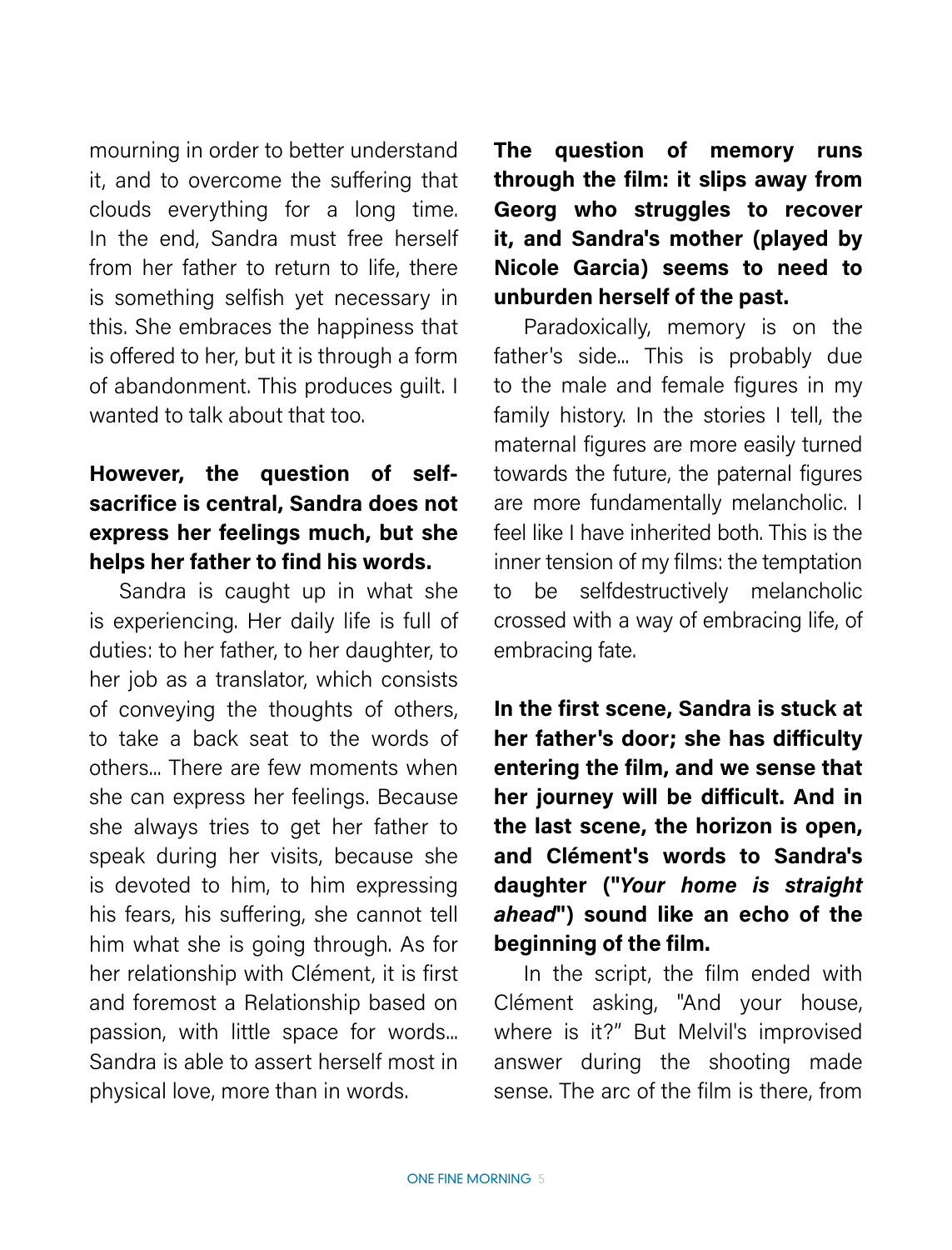mourning in order to better understand it, and to overcome the suffering that clouds everything for a long time. In the end, Sandra must free herself from her father to return to life, there is something selfish yet necessary in this. She embraces the happiness that is offered to her, but it is through a form of abandonment. This produces guilt. I wanted to talk about that too.

**However, the question of self-sacrifice is central, Sandra does not express her feelings much, but she helps her father to find his words.**

Sandra is caught up in what she is experiencing. Her daily life is full of duties: to her father, to her daughter, to her job as a translator, which consists of conveying the thoughts of others, to take a back seat to the words of others... There are few moments when she can express her feelings. Because she always tries to get her father to speak during her visits, because she is devoted to him, to him expressing his fears, his suffering, she cannot tell him what she is going through. As for her relationship with Clément, it is first and foremost a Relationship based on passion, with little space for words... Sandra is able to assert herself most in physical love, more than in words.

**The question of memory runs through the film: it slips away from Georg who struggles to recover it, and Sandra's mother (played by Nicole Garcia) seems to need to unburden herself of the past.**

Paradoxically, memory is on the father's side... This is probably due to the male and female figures in my family history. In the stories I tell, the maternal figures are more easily turned towards the future, the paternal figures are more fundamentally melancholic. I feel like I have inherited both. This is the inner tension of my films: the temptation to be selfdestructively melancholic crossed with a way of embracing life, of embracing fate.

**In the first scene, Sandra is stuck at her father's door; she has difficulty entering the film, and we sense that her journey will be difficult. And in the last scene, the horizon is open, and Clément's words to Sandra's daughter ("*Your home is straight ahead*") sound like an echo of the beginning of the film.**

In the script, the film ended with Clément asking, "And your house, where is it?" But Melvil's improvised answer during the shooting made sense. The arc of the film is there, from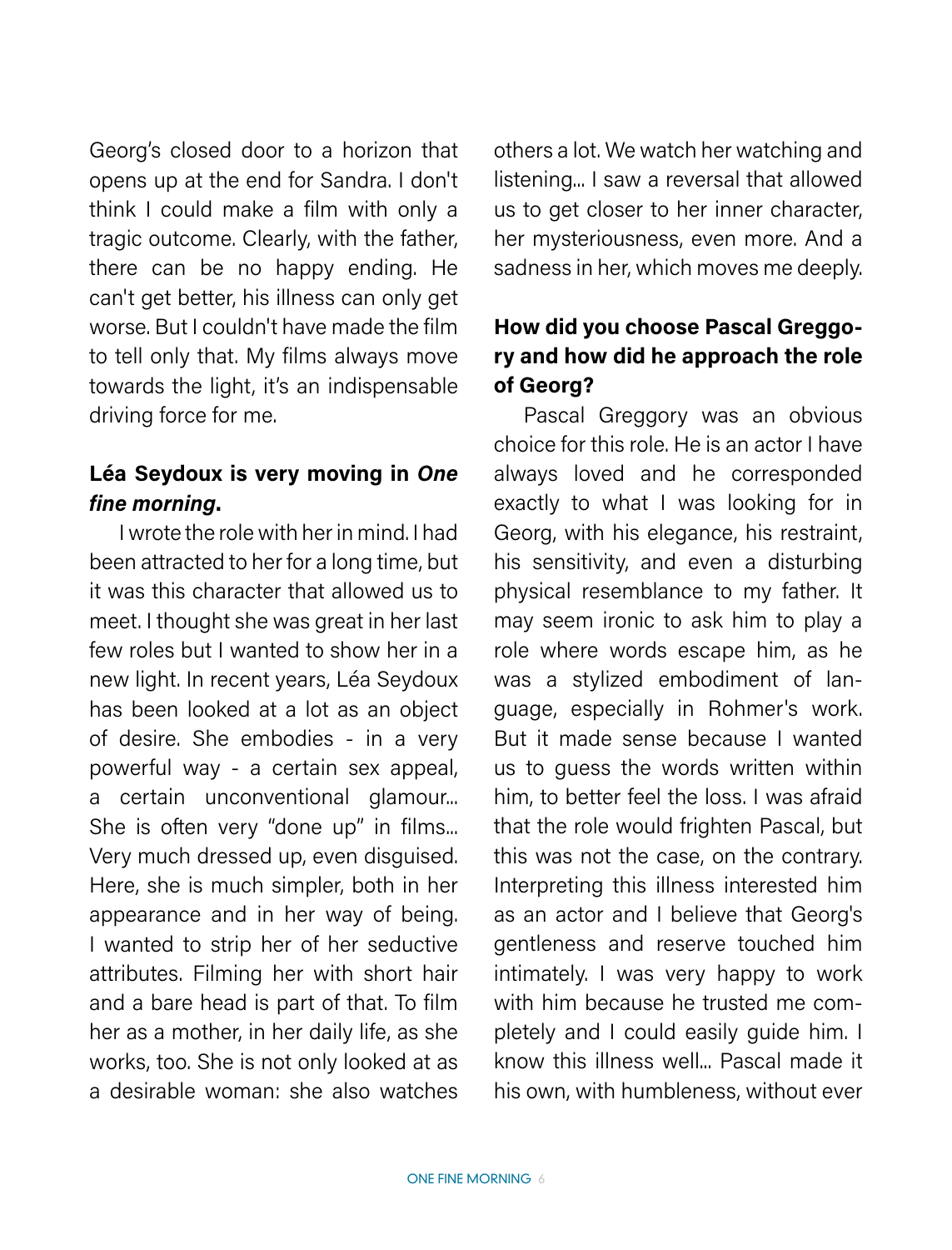Georg's closed door to a horizon that opens up at the end for Sandra. I don't think I could make a film with only a tragic outcome. Clearly, with the father, there can be no happy ending. He can't get better, his illness can only get worse. But I couldn't have made the film to tell only that. My films always move towards the light, it's an indispensable driving force for me.

**Léa Seydoux is very moving in *One fine morning*.**

I wrote the role with her in mind. I had been attracted to her for a long time, but it was this character that allowed us to meet. I thought she was great in her last few roles but I wanted to show her in a new light. In recent years, Léa Seydoux has been looked at a lot as an object of desire. She embodies - in a very powerful way - a certain sex appeal, a certain unconventional glamour... She is often very "done up" in films... Very much dressed up, even disguised. Here, she is much simpler, both in her appearance and in her way of being. I wanted to strip her of her seductive attributes. Filming her with short hair and a bare head is part of that. To film her as a mother, in her daily life, as she works, too. She is not only looked at as a desirable woman: she also watches others a lot. We watch her watching and listening... I saw a reversal that allowed us to get closer to her inner character, her mysteriousness, even more. And a sadness in her, which moves me deeply.

**How did you choose Pascal Greggory and how did he approach the role of Georg?**

Pascal Greggory was an obvious choice for this role. He is an actor I have always loved and he corresponded exactly to what I was looking for in Georg, with his elegance, his restraint, his sensitivity, and even a disturbing physical resemblance to my father. It may seem ironic to ask him to play a role where words escape him, as he was a stylized embodiment of language, especially in Rohmer's work. But it made sense because I wanted us to guess the words written within him, to better feel the loss. I was afraid that the role would frighten Pascal, but this was not the case, on the contrary. Interpreting this illness interested him as an actor and I believe that Georg's gentleness and reserve touched him intimately. I was very happy to work with him because he trusted me completely and I could easily guide him. I know this illness well... Pascal made it his own, with humbleness, without ever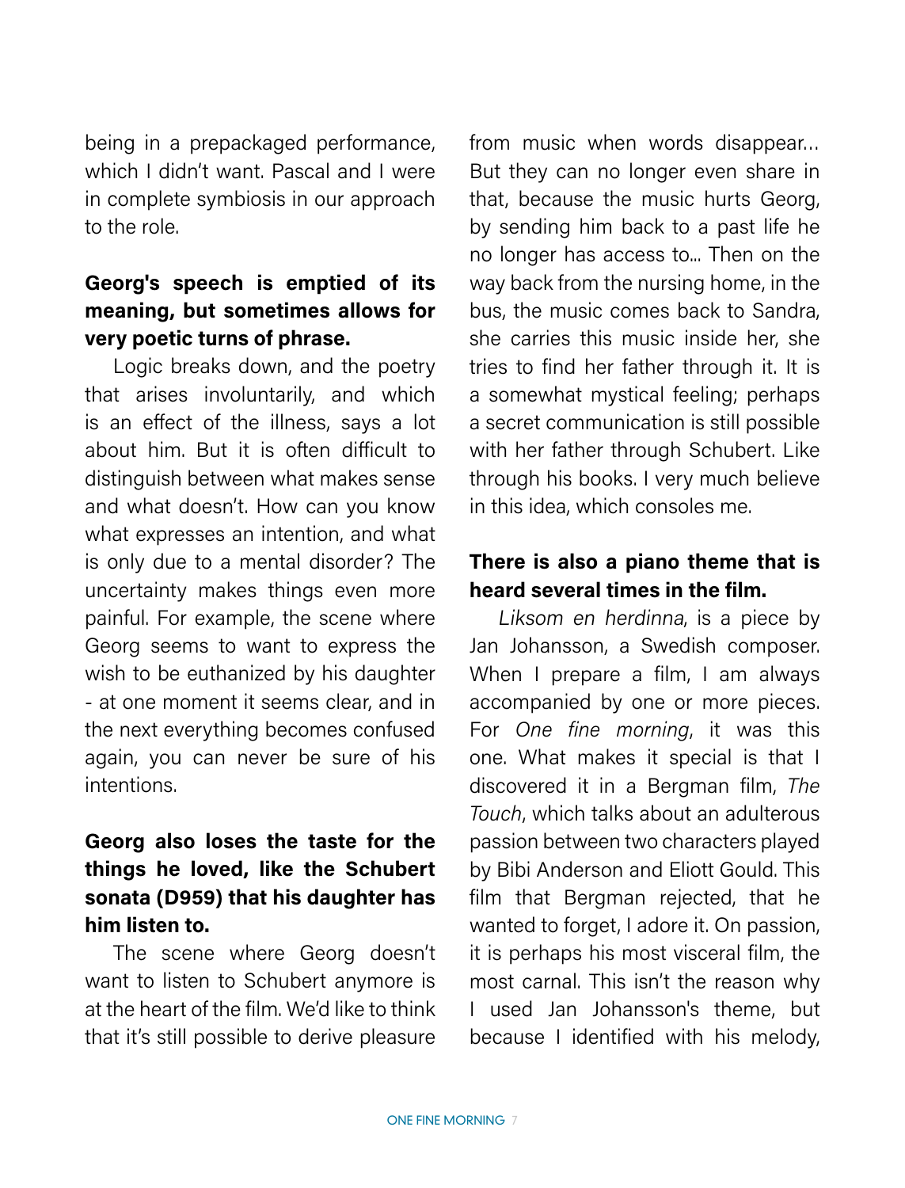being in a prepackaged performance, which I didn't want. Pascal and I were in complete symbiosis in our approach to the role.

**Georg's speech is emptied of its meaning, but sometimes allows for very poetic turns of phrase.**

Logic breaks down, and the poetry that arises involuntarily, and which is an effect of the illness, says a lot about him. But it is often difficult to distinguish between what makes sense and what doesn't. How can you know what expresses an intention, and what is only due to a mental disorder? The uncertainty makes things even more painful. For example, the scene where Georg seems to want to express the wish to be euthanized by his daughter - at one moment it seems clear, and in the next everything becomes confused again, you can never be sure of his intentions.

**Georg also loses the taste for the things he loved, like the Schubert sonata (D959) that his daughter has him listen to.**

The scene where Georg doesn't want to listen to Schubert anymore is at the heart of the film. We'd like to think that it's still possible to derive pleasure from music when words disappear... But they can no longer even share in that, because the music hurts Georg, by sending him back to a past life he no longer has access to... Then on the way back from the nursing home, in the bus, the music comes back to Sandra, she carries this music inside her, she tries to find her father through it. It is a somewhat mystical feeling; perhaps a secret communication is still possible with her father through Schubert. Like through his books. I very much believe in this idea, which consoles me.

**There is also a piano theme that is heard several times in the film.**

*Liksom en herdinna*, is a piece by Jan Johansson, a Swedish composer. When I prepare a film, I am always accompanied by one or more pieces. For *One fine morning*, it was this one. What makes it special is that I discovered it in a Bergman film, *The Touch*, which talks about an adulterous passion between two characters played by Bibi Anderson and Eliott Gould. This film that Bergman rejected, that he wanted to forget, I adore it. On passion, it is perhaps his most visceral film, the most carnal. This isn't the reason why I used Jan Johansson's theme, but because I identified with his melody,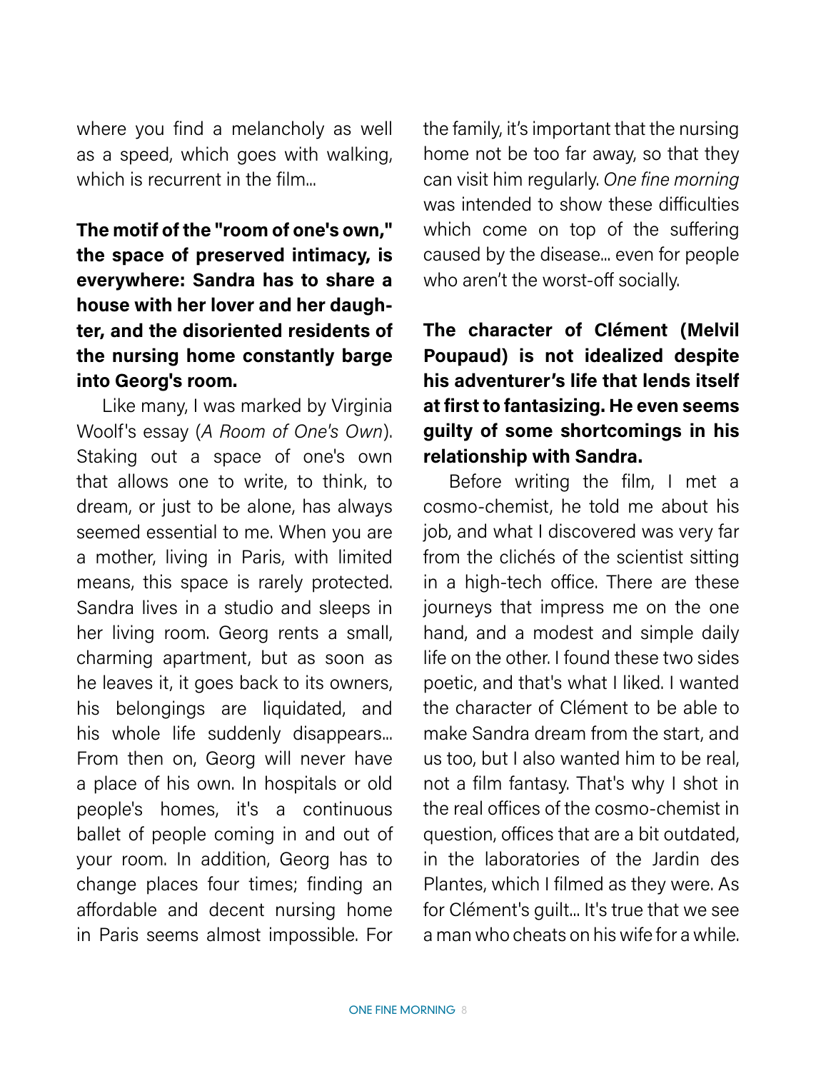where you find a melancholy as well as a speed, which goes with walking, which is recurrent in the film...

**The motif of the "room of one's own," the space of preserved intimacy, is everywhere: Sandra has to share a house with her lover and her daughter, and the disoriented residents of the nursing home constantly barge into Georg's room.**

Like many, I was marked by Virginia Woolf's essay (*A Room of One's Own*). Staking out a space of one's own that allows one to write, to think, to dream, or just to be alone, has always seemed essential to me. When you are a mother, living in Paris, with limited means, this space is rarely protected. Sandra lives in a studio and sleeps in her living room. Georg rents a small, charming apartment, but as soon as he leaves it, it goes back to its owners, his belongings are liquidated, and his whole life suddenly disappears... From then on, Georg will never have a place of his own. In hospitals or old people's homes, it's a continuous ballet of people coming in and out of your room. In addition, Georg has to change places four times; finding an affordable and decent nursing home in Paris seems almost impossible. For the family, it's important that the nursing home not be too far away, so that they can visit him regularly. *One fine morning* was intended to show these difficulties which come on top of the suffering caused by the disease... even for people who aren't the worst-off socially.

**The character of Clément (Melvil Poupaud) is not idealized despite his adventurer's life that lends itself at first to fantasizing. He even seems guilty of some shortcomings in his relationship with Sandra.**

Before writing the film, I met a cosmo-chemist, he told me about his job, and what I discovered was very far from the clichés of the scientist sitting in a high-tech office. There are these journeys that impress me on the one hand, and a modest and simple daily life on the other. I found these two sides poetic, and that's what I liked. I wanted the character of Clément to be able to make Sandra dream from the start, and us too, but I also wanted him to be real, not a film fantasy. That's why I shot in the real offices of the cosmo-chemist in question, offices that are a bit outdated, in the laboratories of the Jardin des Plantes, which I filmed as they were. As for Clément's guilt... It's true that we see a man who cheats on his wife for a while.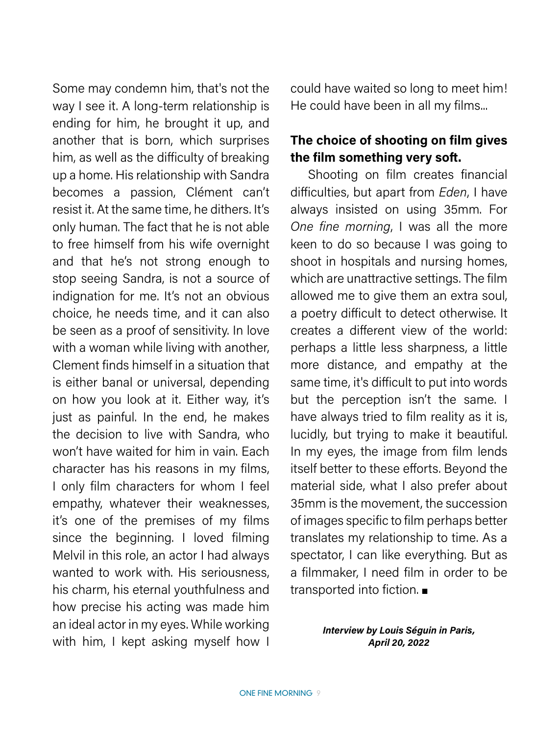Some may condemn him, that's not the way I see it. A long-term relationship is ending for him, he brought it up, and another that is born, which surprises him, as well as the difficulty of breaking up a home. His relationship with Sandra becomes a passion, Clément can't resist it. At the same time, he dithers. It's only human. The fact that he is not able to free himself from his wife overnight and that he's not strong enough to stop seeing Sandra, is not a source of indignation for me. It's not an obvious choice, he needs time, and it can also be seen as a proof of sensitivity. In love with a woman while living with another, Clement finds himself in a situation that is either banal or universal, depending on how you look at it. Either way, it's just as painful. In the end, he makes the decision to live with Sandra, who won't have waited for him in vain. Each character has his reasons in my films, I only film characters for whom I feel empathy, whatever their weaknesses, it's one of the premises of my films since the beginning. I loved filming Melvil in this role, an actor I had always wanted to work with. His seriousness, his charm, his eternal youthfulness and how precise his acting was made him an ideal actor in my eyes. While working with him, I kept asking myself how I could have waited so long to meet him! He could have been in all my films...

**The choice of shooting on film gives the film something very soft.**

Shooting on film creates financial difficulties, but apart from *Eden*, I have always insisted on using 35mm. For *One fine morning*, I was all the more keen to do so because I was going to shoot in hospitals and nursing homes, which are unattractive settings. The film allowed me to give them an extra soul, a poetry difficult to detect otherwise. It creates a different view of the world: perhaps a little less sharpness, a little more distance, and empathy at the same time, it's difficult to put into words but the perception isn't the same. I have always tried to film reality as it is, lucidly, but trying to make it beautiful. In my eyes, the image from film lends itself better to these efforts. Beyond the material side, what I also prefer about 35mm is the movement, the succession of images specific to film perhaps better translates my relationship to time. As a spectator, I can like everything. But as a filmmaker, I need film in order to be transported into fiction. ■

***Interview by Louis Séguin in Paris, April 20, 2022***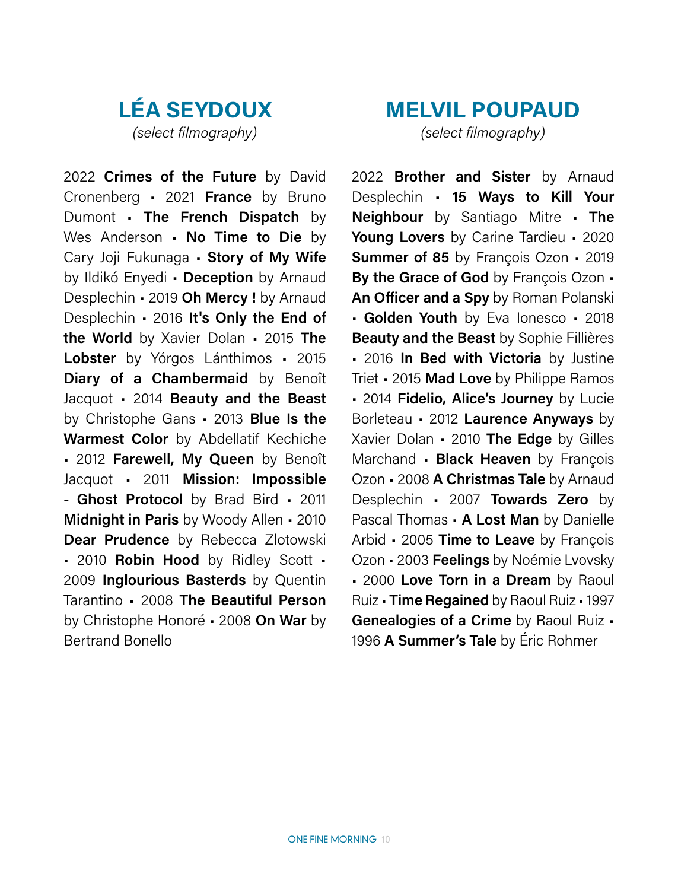# LÉA SEYDOUX

*(select filmography)*

2022 **Crimes of the Future** by David Cronenberg ▪ 2021 **France** by Bruno Dumont ▪ **The French Dispatch** by Wes Anderson ▪ **No Time to Die** by Cary Joji Fukunaga ▪ **Story of My Wife** by Ildikó Enyedi ▪ **Deception** by Arnaud Desplechin ▪ 2019 **Oh Mercy !** by Arnaud Desplechin ▪ 2016 **It's Only the End of the World** by Xavier Dolan ▪ 2015 **The Lobster** by Yórgos Lánthimos ▪ 2015 **Diary of a Chambermaid** by Benoît Jacquot ▪ 2014 **Beauty and the Beast** by Christophe Gans ▪ 2013 **Blue Is the Warmest Color** by Abdellatif Kechiche ▪ 2012 **Farewell, My Queen** by Benoît Jacquot ▪ 2011 **Mission: Impossible - Ghost Protocol** by Brad Bird ▪ 2011 **Midnight in Paris** by Woody Allen ▪ 2010 **Dear Prudence** by Rebecca Zlotowski ▪ 2010 **Robin Hood** by Ridley Scott ▪ 2009 **Inglourious Basterds** by Quentin Tarantino ▪ 2008 **The Beautiful Person** by Christophe Honoré ▪ 2008 **On War** by Bertrand Bonello

# MELVIL POUPAUD

*(select filmography)*

2022 **Brother and Sister** by Arnaud Desplechin ▪ **15 Ways to Kill Your Neighbour** by Santiago Mitre ▪ **The Young Lovers** by Carine Tardieu ▪ 2020 **Summer of 85** by François Ozon ▪ 2019 **By the Grace of God** by François Ozon ▪ **An Officer and a Spy** by Roman Polanski ▪ **Golden Youth** by Eva Ionesco ▪ 2018 **Beauty and the Beast** by Sophie Fillières ▪ 2016 **In Bed with Victoria** by Justine Triet ▪ 2015 **Mad Love** by Philippe Ramos ▪ 2014 **Fidelio, Alice's Journey** by Lucie Borleteau ▪ 2012 **Laurence Anyways** by Xavier Dolan ▪ 2010 **The Edge** by Gilles Marchand ▪ **Black Heaven** by François Ozon ▪ 2008 **A Christmas Tale** by Arnaud Desplechin ▪ 2007 **Towards Zero** by Pascal Thomas ▪ **A Lost Man** by Danielle Arbid ▪ 2005 **Time to Leave** by François Ozon ▪ 2003 **Feelings** by Noémie Lvovsky ▪ 2000 **Love Torn in a Dream** by Raoul Ruiz ▪ **Time Regained** by Raoul Ruiz ▪ 1997 **Genealogies of a Crime** by Raoul Ruiz ▪ 1996 **A Summer's Tale** by Éric Rohmer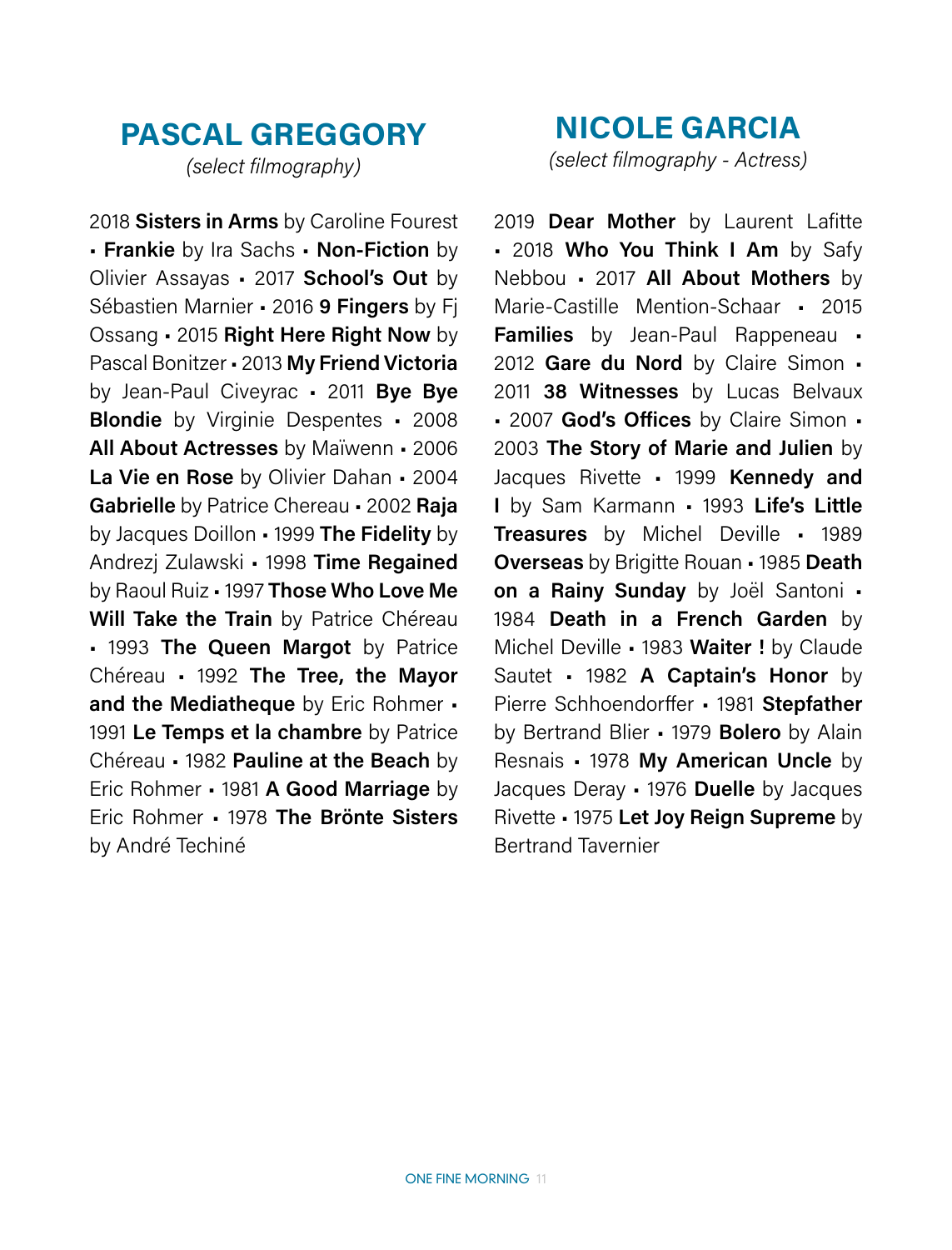## PASCAL GREGGORY

*(select filmography)*

2018 **Sisters in Arms** by Caroline Fourest ▪ **Frankie** by Ira Sachs ▪ **Non-Fiction** by Olivier Assayas ▪ 2017 **School's Out** by Sébastien Marnier ▪ 2016 **9 Fingers** by Fj Ossang ▪ 2015 **Right Here Right Now** by Pascal Bonitzer ▪ 2013 **My Friend Victoria** by Jean-Paul Civeyrac ▪ 2011 **Bye Bye Blondie** by Virginie Despentes ▪ 2008 **All About Actresses** by Maïwenn ▪ 2006 **La Vie en Rose** by Olivier Dahan ▪ 2004 **Gabrielle** by Patrice Chereau ▪ 2002 **Raja** by Jacques Doillon ▪ 1999 **The Fidelity** by Andrezj Zulawski ▪ 1998 **Time Regained** by Raoul Ruiz ▪ 1997 **Those Who Love Me Will Take the Train** by Patrice Chéreau ▪ 1993 **The Queen Margot** by Patrice Chéreau ▪ 1992 **The Tree, the Mayor and the Mediatheque** by Eric Rohmer ▪ 1991 **Le Temps et la chambre** by Patrice Chéreau ▪ 1982 **Pauline at the Beach** by Eric Rohmer ▪ 1981 **A Good Marriage** by Eric Rohmer ▪ 1978 **The Brönte Sisters** by André Techiné

## NICOLE GARCIA

*(select filmography - Actress)*

2019 **Dear Mother** by Laurent Lafitte ▪ 2018 **Who You Think I Am** by Safy Nebbou ▪ 2017 **All About Mothers** by Marie-Castille Mention-Schaar ▪ 2015 **Families** by Jean-Paul Rappeneau ▪ 2012 **Gare du Nord** by Claire Simon ▪ 2011 **38 Witnesses** by Lucas Belvaux ▪ 2007 **God's Offices** by Claire Simon ▪ 2003 **The Story of Marie and Julien** by Jacques Rivette ▪ 1999 **Kennedy and I** by Sam Karmann ▪ 1993 **Life's Little Treasures** by Michel Deville ▪ 1989 **Overseas** by Brigitte Rouan ▪ 1985 **Death on a Rainy Sunday** by Joël Santoni ▪ 1984 **Death in a French Garden** by Michel Deville ▪ 1983 **Waiter !** by Claude Sautet ▪ 1982 **A Captain's Honor** by Pierre Schhoendorffer ▪ 1981 **Stepfather** by Bertrand Blier ▪ 1979 **Bolero** by Alain Resnais ▪ 1978 **My American Uncle** by Jacques Deray ▪ 1976 **Duelle** by Jacques Rivette ▪ 1975 **Let Joy Reign Supreme** by Bertrand Tavernier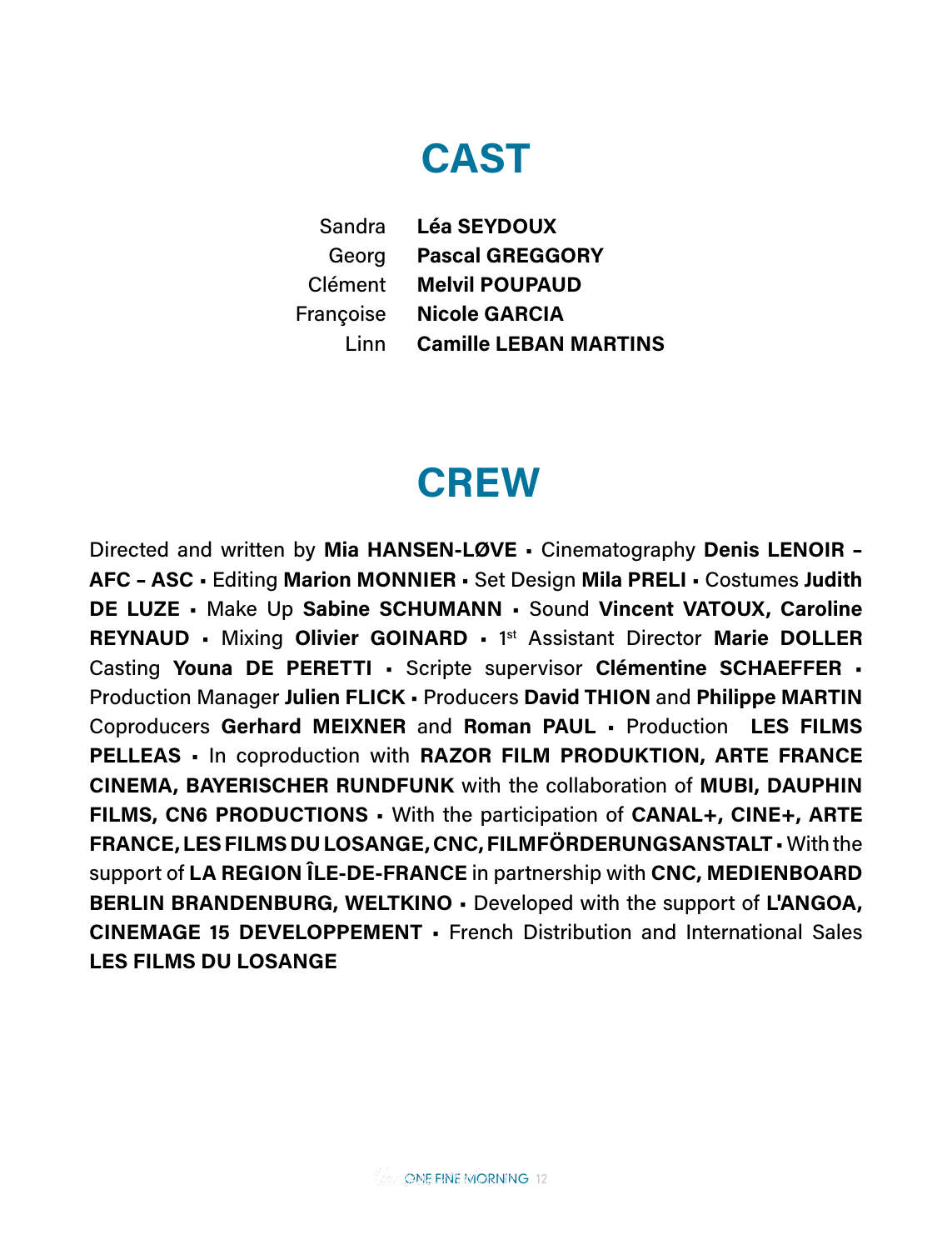# CAST

| | |
|---|---|
| Sandra | **Léa SEYDOUX** |
| Georg | **Pascal GREGGORY** |
| Clément | **Melvil POUPAUD** |
| Françoise | **Nicole GARCIA** |
| Linn | **Camille LEBAN MARTINS** |

# CREW

Directed and written by **Mia HANSEN-LØVE** ▪ Cinematography **Denis LENOIR – AFC – ASC** ▪ Editing **Marion MONNIER** ▪ Set Design **Mila PRELI** ▪ Costumes **Judith DE LUZE** ▪ Make Up **Sabine SCHUMANN** ▪ Sound **Vincent VATOUX, Caroline REYNAUD** ▪ Mixing **Olivier GOINARD** ▪ 1st Assistant Director **Marie DOLLER** Casting **Youna DE PERETTI** ▪ Scripte supervisor **Clémentine SCHAEFFER** ▪ Production Manager **Julien FLICK** ▪ Producers **David THION** and **Philippe MARTIN** Coproducers **Gerhard MEIXNER** and **Roman PAUL** ▪ Production **LES FILMS PELLEAS** ▪ In coproduction with **RAZOR FILM PRODUKTION, ARTE FRANCE CINEMA, BAYERISCHER RUNDFUNK** with the collaboration of **MUBI, DAUPHIN FILMS, CN6 PRODUCTIONS** ▪ With the participation of **CANAL+, CINE+, ARTE FRANCE, LES FILMS DU LOSANGE, CNC, FILMFÖRDERUNGSANSTALT** ▪ With the support of **LA REGION ÎLE-DE-FRANCE** in partnership with **CNC, MEDIENBOARD BERLIN BRANDENBURG, WELTKINO** ▪ Developed with the support of **L'ANGOA, CINEMAGE 15 DEVELOPPEMENT** ▪ French Distribution and International Sales **LES FILMS DU LOSANGE**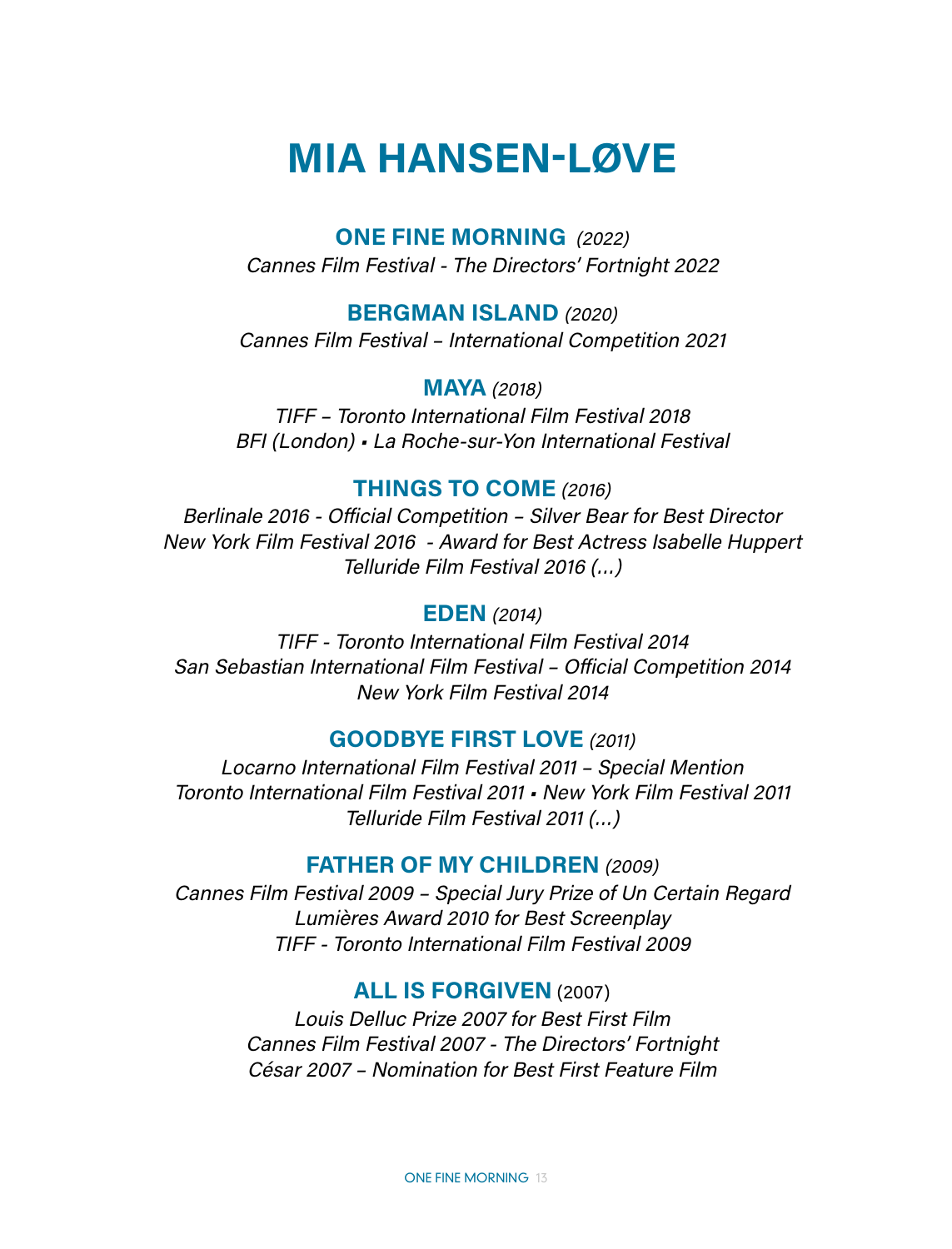# MIA HANSEN-LØVE

## ONE FINE MORNING *(2022)*

*Cannes Film Festival - The Directors' Fortnight 2022*

## BERGMAN ISLAND *(2020)*

*Cannes Film Festival – International Competition 2021*

## MAYA *(2018)*

*TIFF – Toronto International Film Festival 2018*
*BFI (London) ▪ La Roche-sur-Yon International Festival*

## THINGS TO COME *(2016)*

*Berlinale 2016 - Official Competition – Silver Bear for Best Director*
*New York Film Festival 2016 - Award for Best Actress Isabelle Huppert*
*Telluride Film Festival 2016 (...)*

## EDEN *(2014)*

*TIFF - Toronto International Film Festival 2014*
*San Sebastian International Film Festival – Official Competition 2014*
*New York Film Festival 2014*

## GOODBYE FIRST LOVE *(2011)*

*Locarno International Film Festival 2011 – Special Mention*
*Toronto International Film Festival 2011 ▪ New York Film Festival 2011*
*Telluride Film Festival 2011 (...)*

## FATHER OF MY CHILDREN *(2009)*

*Cannes Film Festival 2009 – Special Jury Prize of Un Certain Regard*
*Lumières Award 2010 for Best Screenplay*
*TIFF - Toronto International Film Festival 2009*

## ALL IS FORGIVEN (2007)

*Louis Delluc Prize 2007 for Best First Film*
*Cannes Film Festival 2007 - The Directors' Fortnight*
*César 2007 – Nomination for Best First Feature Film*